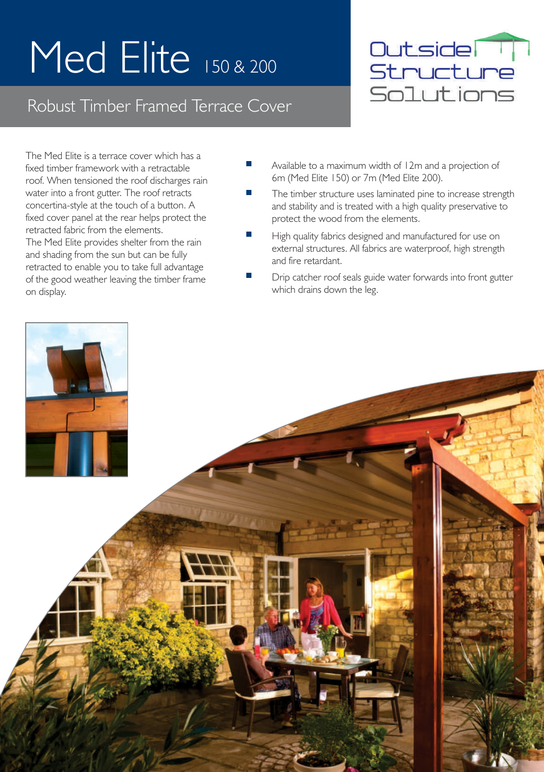# Med Elite 150 & 200

## Robust Timber Framed Terrace Cover

Outside Structure Solutions

The Med Elite is a terrace cover which has a fixed timber framework with a retractable roof. When tensioned the roof discharges rain water into a front gutter. The roof retracts concertina-style at the touch of a button. A fixed cover panel at the rear helps protect the retracted fabric from the elements.
The Med Elite provides shelter from the rain and shading from the sun but can be fully retracted to enable you to take full advantage of the good weather leaving the timber frame on display.

- Available to a maximum width of 12m and a projection of 6m (Med Elite 150) or 7m (Med Elite 200).
- The timber structure uses laminated pine to increase strength and stability and is treated with a high quality preservative to protect the wood from the elements.
- High quality fabrics designed and manufactured for use on external structures. All fabrics are waterproof, high strength and fire retardant.
- Drip catcher roof seals guide water forwards into front gutter which drains down the leg.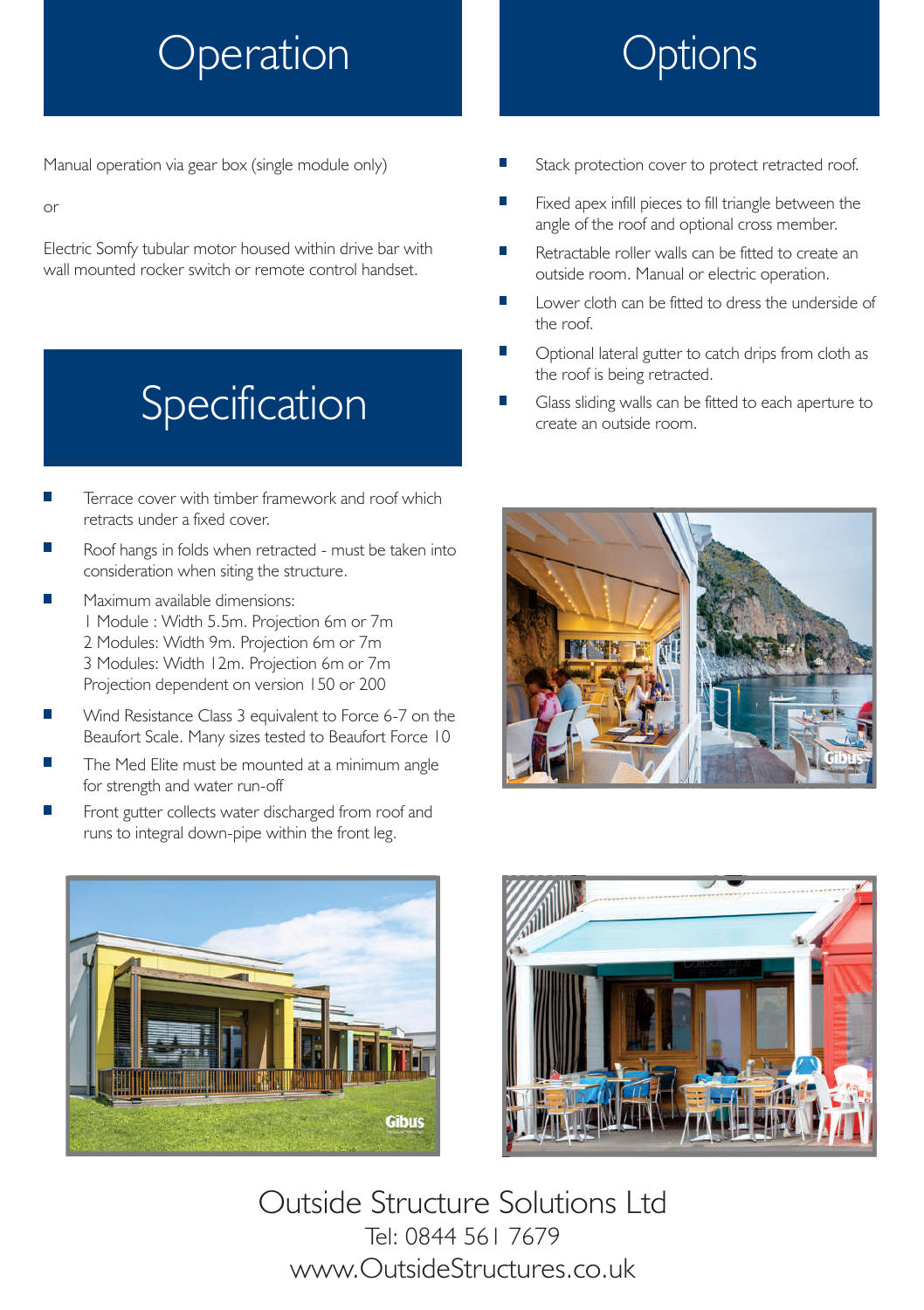# Operation

Manual operation via gear box (single module only)

or

Electric Somfy tubular motor housed within drive bar with wall mounted rocker switch or remote control handset.

# Specification

- Terrace cover with timber framework and roof which retracts under a fixed cover.
- Roof hangs in folds when retracted - must be taken into consideration when siting the structure.
- Maximum available dimensions:
  1 Module : Width 5.5m. Projection 6m or 7m
  2 Modules: Width 9m. Projection 6m or 7m
  3 Modules: Width 12m. Projection 6m or 7m
  Projection dependent on version 150 or 200
- Wind Resistance Class 3 equivalent to Force 6-7 on the Beaufort Scale. Many sizes tested to Beaufort Force 10
- The Med Elite must be mounted at a minimum angle for strength and water run-off
- Front gutter collects water discharged from roof and runs to integral down-pipe within the front leg.

# Options

- Stack protection cover to protect retracted roof.
- Fixed apex infill pieces to fill triangle between the angle of the roof and optional cross member.
- Retractable roller walls can be fitted to create an outside room. Manual or electric operation.
- Lower cloth can be fitted to dress the underside of the roof.
- Optional lateral gutter to catch drips from cloth as the roof is being retracted.
- Glass sliding walls can be fitted to each aperture to create an outside room.

Outside Structure Solutions Ltd
Tel: 0844 561 7679
www.OutsideStructures.co.uk